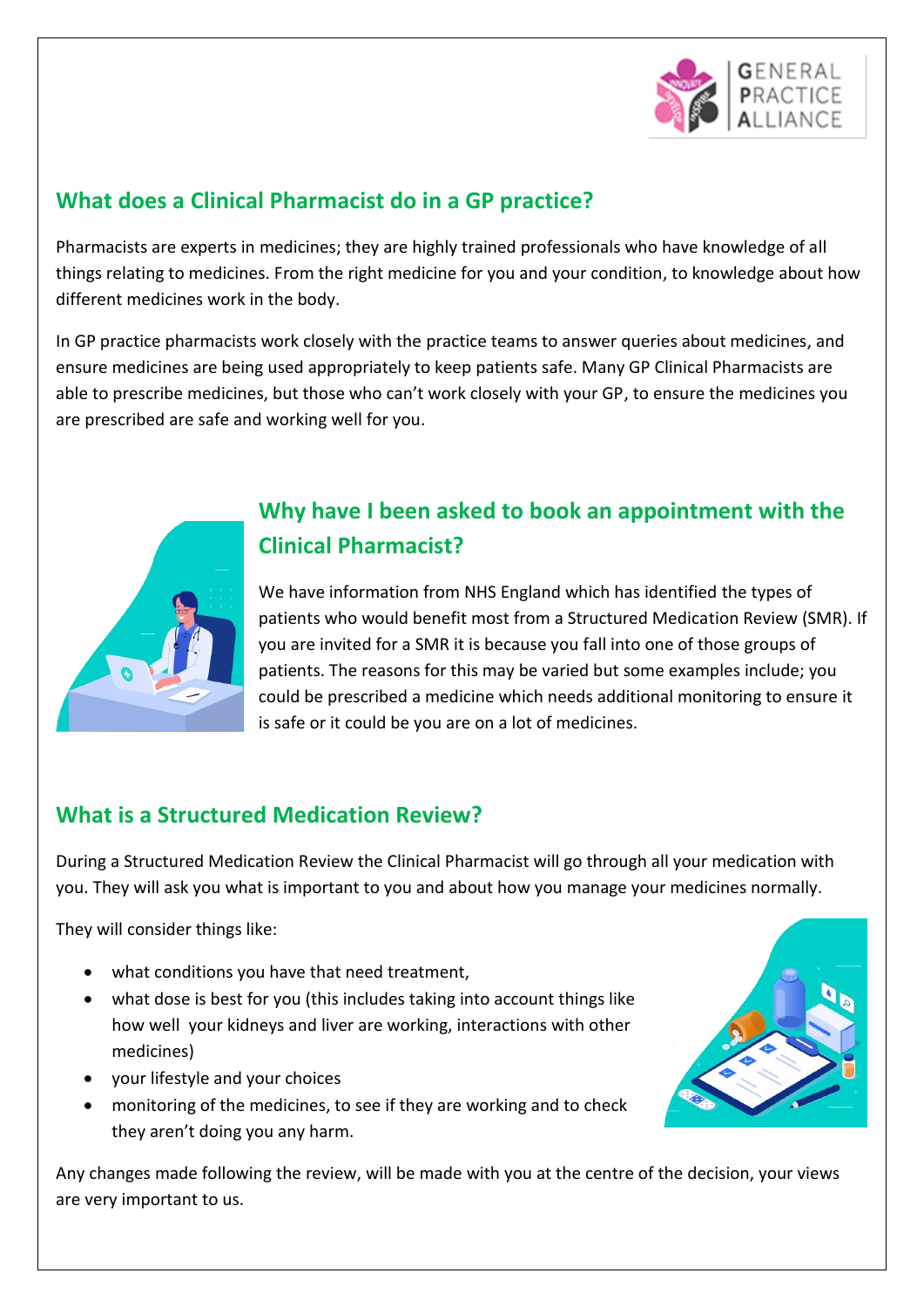## What does a Clinical Pharmacist do in a GP practice?

Pharmacists are experts in medicines; they are highly trained professionals who have knowledge of all things relating to medicines. From the right medicine for you and your condition, to knowledge about how different medicines work in the body.

In GP practice pharmacists work closely with the practice teams to answer queries about medicines, and ensure medicines are being used appropriately to keep patients safe. Many GP Clinical Pharmacists are able to prescribe medicines, but those who can't work closely with your GP, to ensure the medicines you are prescribed are safe and working well for you.

## Why have I been asked to book an appointment with the Clinical Pharmacist?

We have information from NHS England which has identified the types of patients who would benefit most from a Structured Medication Review (SMR). If you are invited for a SMR it is because you fall into one of those groups of patients. The reasons for this may be varied but some examples include; you could be prescribed a medicine which needs additional monitoring to ensure it is safe or it could be you are on a lot of medicines.

## What is a Structured Medication Review?

During a Structured Medication Review the Clinical Pharmacist will go through all your medication with you. They will ask you what is important to you and about how you manage your medicines normally.

They will consider things like:

- what conditions you have that need treatment,
- what dose is best for you (this includes taking into account things like how well your kidneys and liver are working, interactions with other medicines)
- your lifestyle and your choices
- monitoring of the medicines, to see if they are working and to check they aren't doing you any harm.

Any changes made following the review, will be made with you at the centre of the decision, your views are very important to us.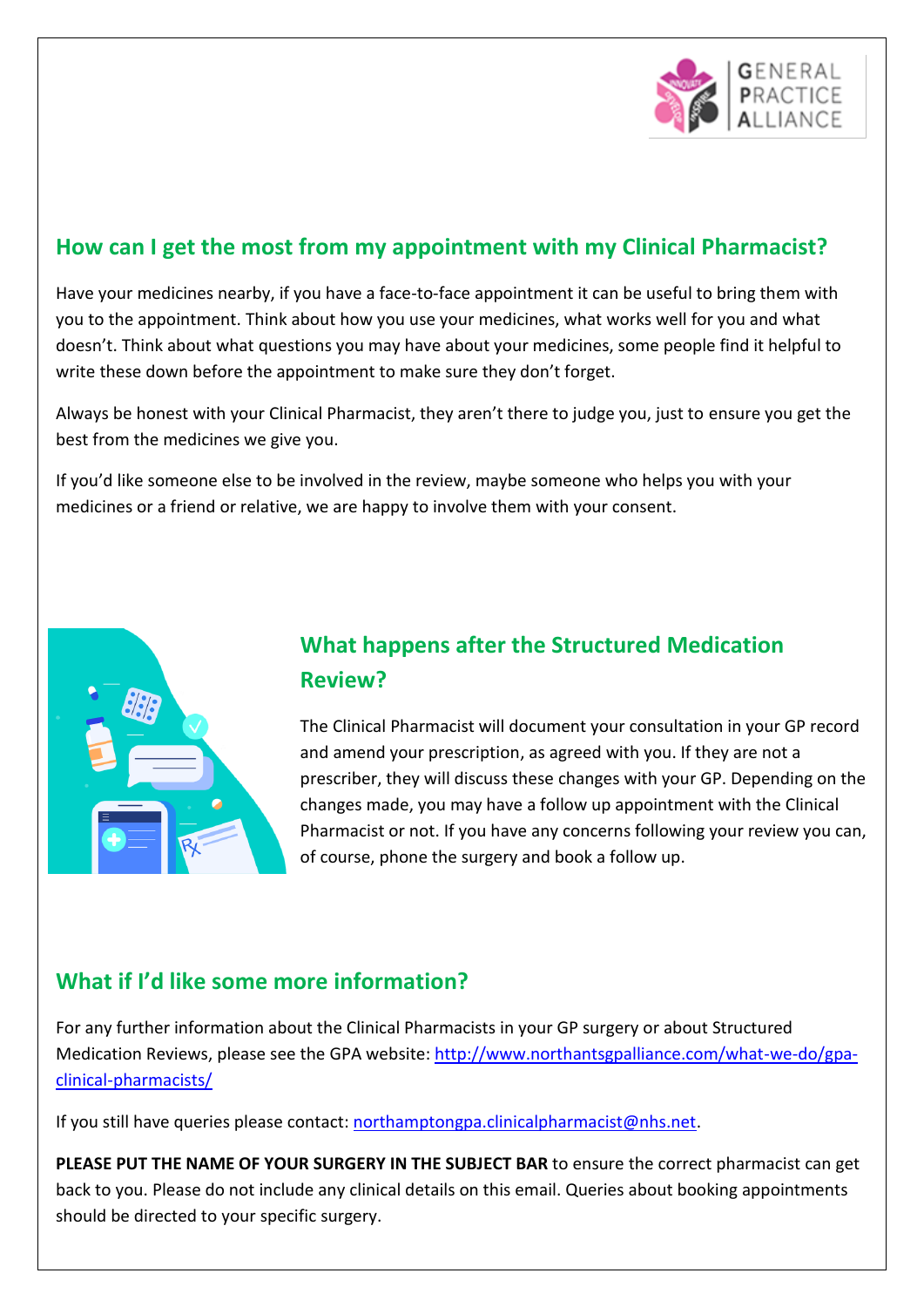## How can I get the most from my appointment with my Clinical Pharmacist?

Have your medicines nearby, if you have a face-to-face appointment it can be useful to bring them with you to the appointment. Think about how you use your medicines, what works well for you and what doesn't. Think about what questions you may have about your medicines, some people find it helpful to write these down before the appointment to make sure they don't forget.

Always be honest with your Clinical Pharmacist, they aren't there to judge you, just to ensure you get the best from the medicines we give you.

If you'd like someone else to be involved in the review, maybe someone who helps you with your medicines or a friend or relative, we are happy to involve them with your consent.

## What happens after the Structured Medication Review?

The Clinical Pharmacist will document your consultation in your GP record and amend your prescription, as agreed with you. If they are not a prescriber, they will discuss these changes with your GP. Depending on the changes made, you may have a follow up appointment with the Clinical Pharmacist or not. If you have any concerns following your review you can, of course, phone the surgery and book a follow up.

## What if I'd like some more information?

For any further information about the Clinical Pharmacists in your GP surgery or about Structured Medication Reviews, please see the GPA website: http://www.northantsgpalliance.com/what-we-do/gpa-clinical-pharmacists/

If you still have queries please contact: northamptongpa.clinicalpharmacist@nhs.net.

**PLEASE PUT THE NAME OF YOUR SURGERY IN THE SUBJECT BAR** to ensure the correct pharmacist can get back to you. Please do not include any clinical details on this email. Queries about booking appointments should be directed to your specific surgery.